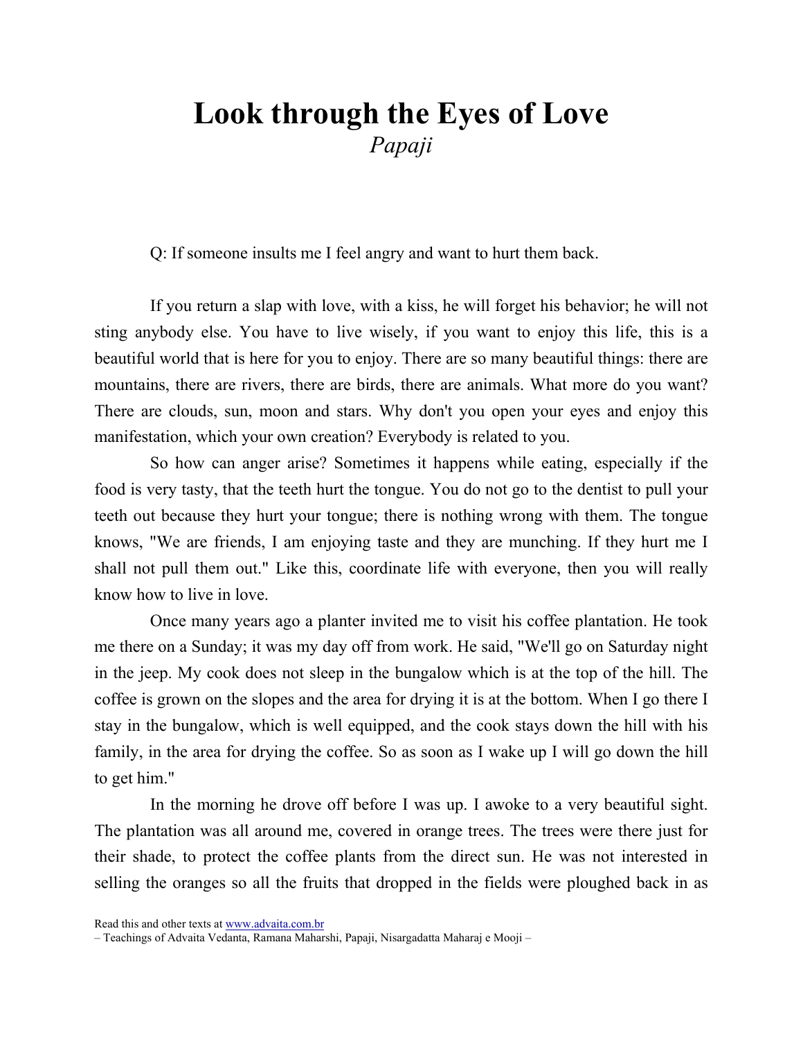# Look through the Eyes of Love

*Papaji*

Q: If someone insults me I feel angry and want to hurt them back.

If you return a slap with love, with a kiss, he will forget his behavior; he will not sting anybody else. You have to live wisely, if you want to enjoy this life, this is a beautiful world that is here for you to enjoy. There are so many beautiful things: there are mountains, there are rivers, there are birds, there are animals. What more do you want? There are clouds, sun, moon and stars. Why don't you open your eyes and enjoy this manifestation, which your own creation? Everybody is related to you.

So how can anger arise? Sometimes it happens while eating, especially if the food is very tasty, that the teeth hurt the tongue. You do not go to the dentist to pull your teeth out because they hurt your tongue; there is nothing wrong with them. The tongue knows, "We are friends, I am enjoying taste and they are munching. If they hurt me I shall not pull them out." Like this, coordinate life with everyone, then you will really know how to live in love.

Once many years ago a planter invited me to visit his coffee plantation. He took me there on a Sunday; it was my day off from work. He said, "We'll go on Saturday night in the jeep. My cook does not sleep in the bungalow which is at the top of the hill. The coffee is grown on the slopes and the area for drying it is at the bottom. When I go there I stay in the bungalow, which is well equipped, and the cook stays down the hill with his family, in the area for drying the coffee. So as soon as I wake up I will go down the hill to get him."

In the morning he drove off before I was up. I awoke to a very beautiful sight. The plantation was all around me, covered in orange trees. The trees were there just for their shade, to protect the coffee plants from the direct sun. He was not interested in selling the oranges so all the fruits that dropped in the fields were ploughed back in as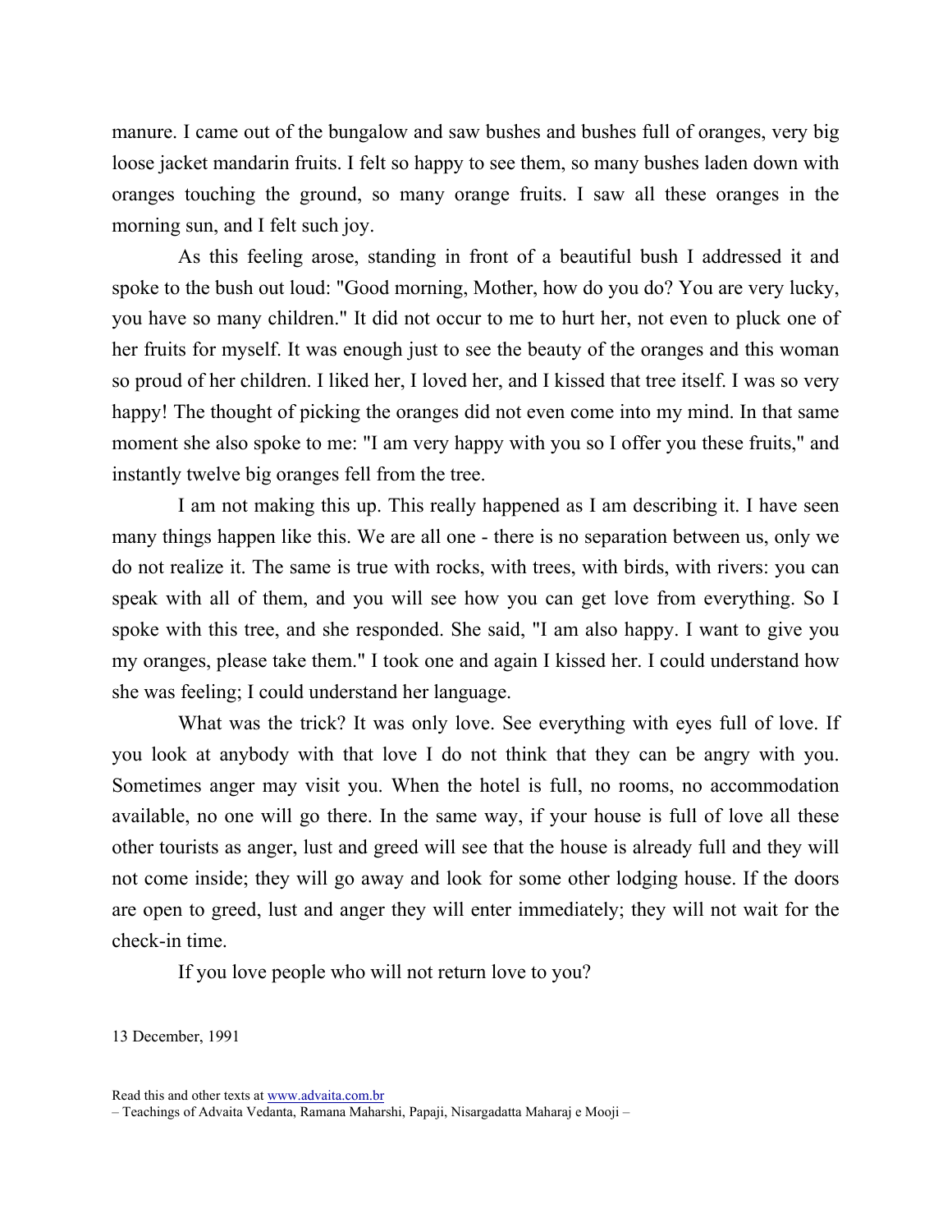manure. I came out of the bungalow and saw bushes and bushes full of oranges, very big loose jacket mandarin fruits. I felt so happy to see them, so many bushes laden down with oranges touching the ground, so many orange fruits. I saw all these oranges in the morning sun, and I felt such joy.

As this feeling arose, standing in front of a beautiful bush I addressed it and spoke to the bush out loud: "Good morning, Mother, how do you do? You are very lucky, you have so many children." It did not occur to me to hurt her, not even to pluck one of her fruits for myself. It was enough just to see the beauty of the oranges and this woman so proud of her children. I liked her, I loved her, and I kissed that tree itself. I was so very happy! The thought of picking the oranges did not even come into my mind. In that same moment she also spoke to me: "I am very happy with you so I offer you these fruits," and instantly twelve big oranges fell from the tree.

I am not making this up. This really happened as I am describing it. I have seen many things happen like this. We are all one - there is no separation between us, only we do not realize it. The same is true with rocks, with trees, with birds, with rivers: you can speak with all of them, and you will see how you can get love from everything. So I spoke with this tree, and she responded. She said, "I am also happy. I want to give you my oranges, please take them." I took one and again I kissed her. I could understand how she was feeling; I could understand her language.

What was the trick? It was only love. See everything with eyes full of love. If you look at anybody with that love I do not think that they can be angry with you. Sometimes anger may visit you. When the hotel is full, no rooms, no accommodation available, no one will go there. In the same way, if your house is full of love all these other tourists as anger, lust and greed will see that the house is already full and they will not come inside; they will go away and look for some other lodging house. If the doors are open to greed, lust and anger they will enter immediately; they will not wait for the check-in time.

If you love people who will not return love to you?

13 December, 1991

Read this and other texts at www.advaita.com.br
– Teachings of Advaita Vedanta, Ramana Maharshi, Papaji, Nisargadatta Maharaj e Mooji –